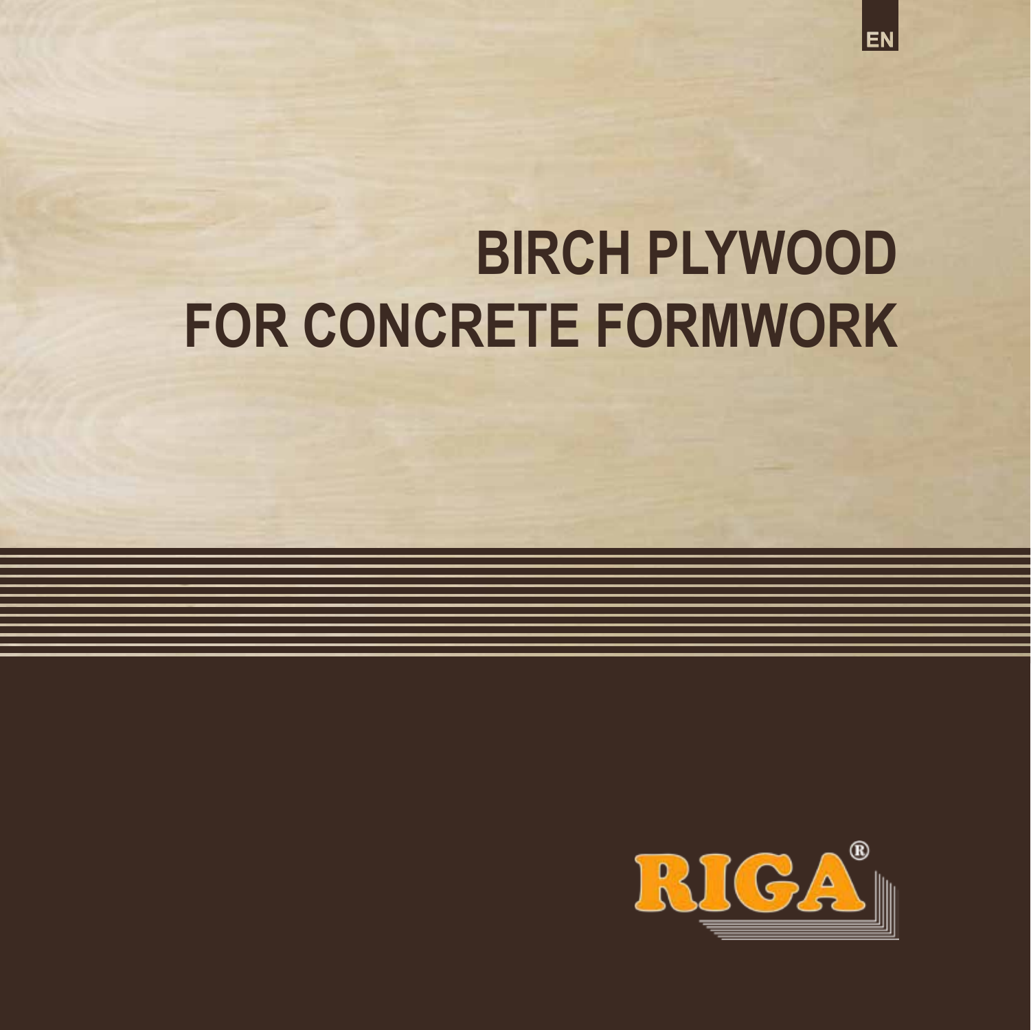EN

# BIRCH PLYWOOD FOR CONCRETE FORMWORK

RIGA®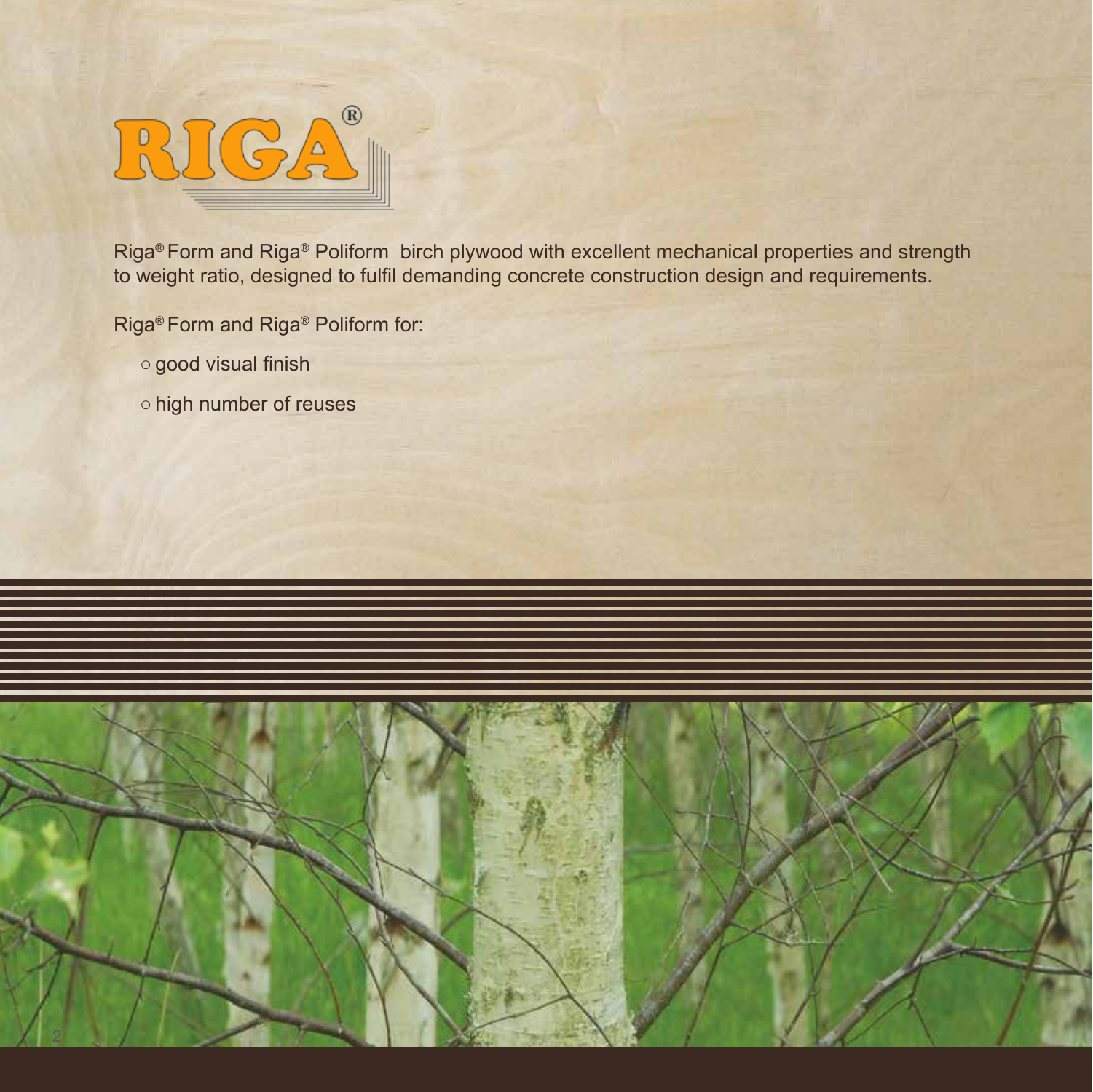# RIGA®

Riga® Form and Riga® Poliform birch plywood with excellent mechanical properties and strength to weight ratio, designed to fulfil demanding concrete construction design and requirements.

Riga® Form and Riga® Poliform for:

- good visual finish
- high number of reuses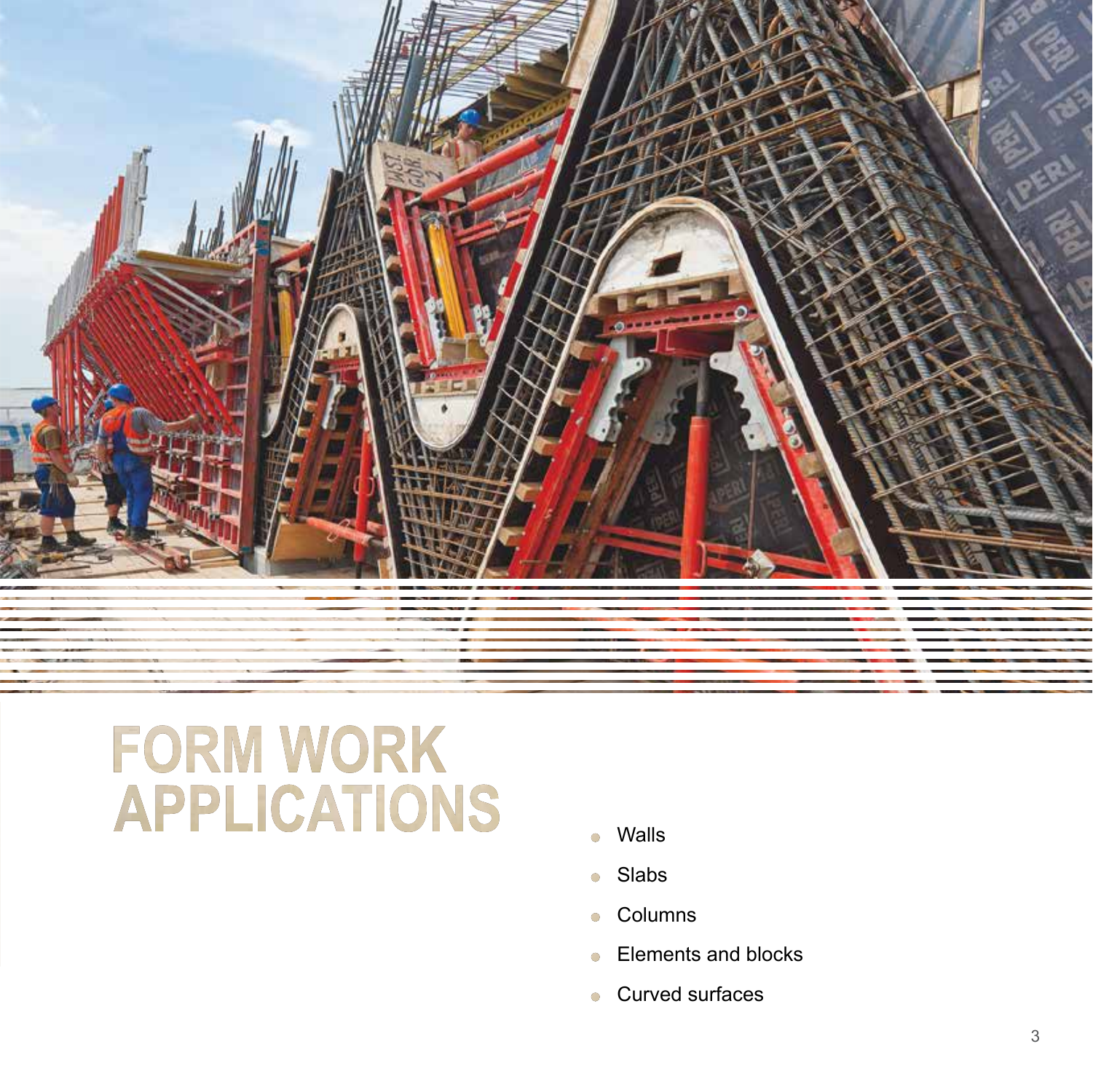# FORM WORK APPLICATIONS

- Walls
- Slabs
- Columns
- Elements and blocks
- Curved surfaces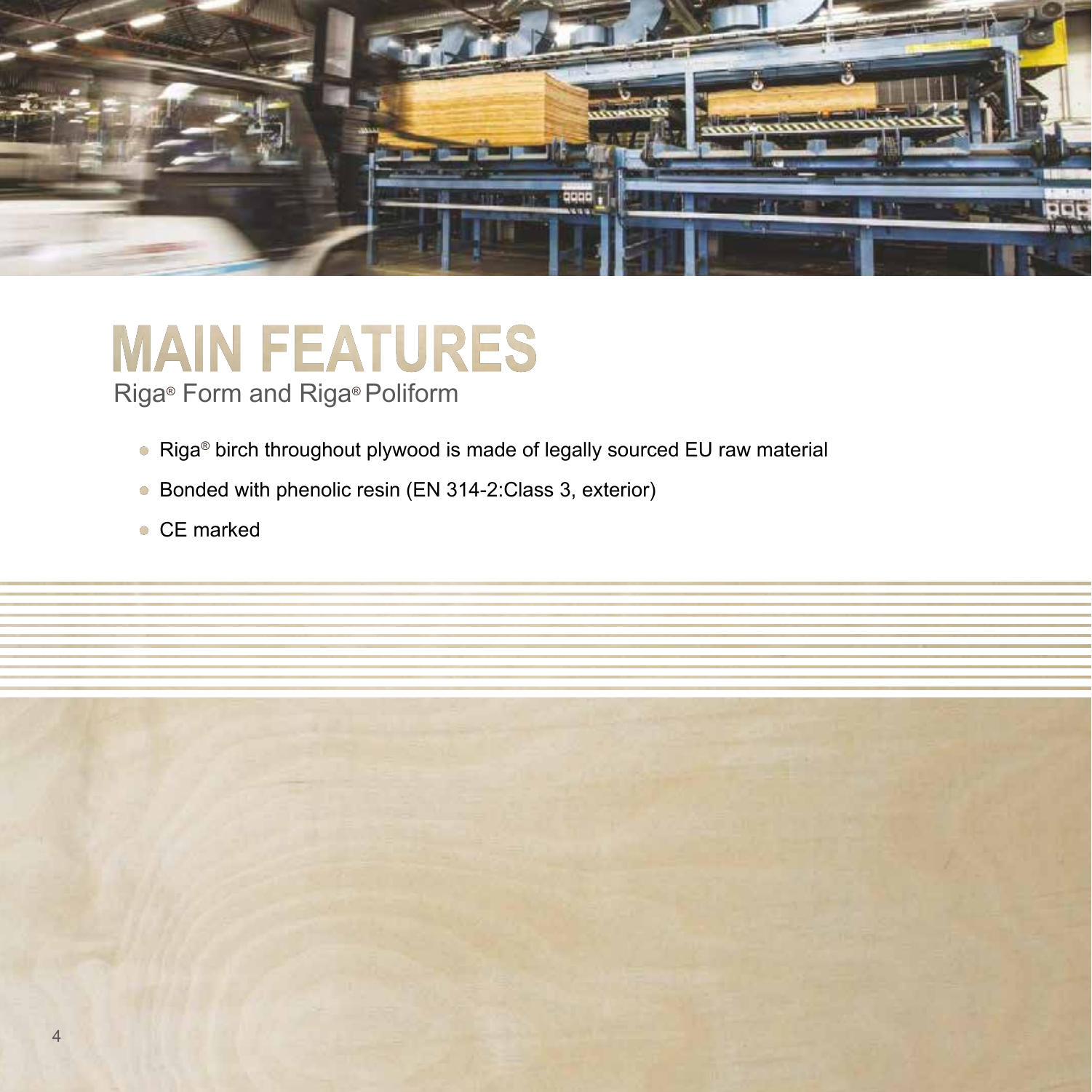# MAIN FEATURES

Riga® Form and Riga® Poliform

- Riga® birch throughout plywood is made of legally sourced EU raw material
- Bonded with phenolic resin (EN 314-2:Class 3, exterior)
- CE marked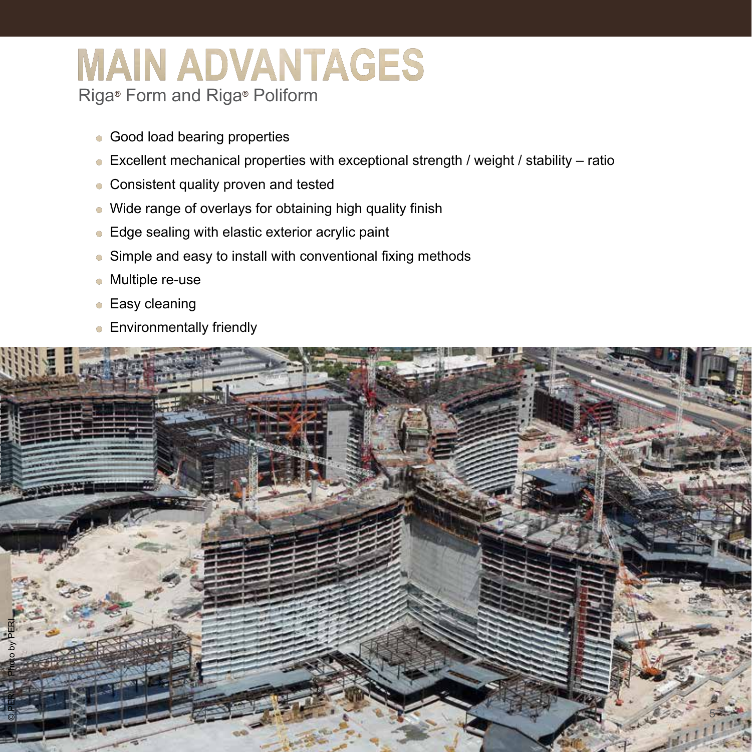# MAIN ADVANTAGES

## Riga® Form and Riga® Poliform

- Good load bearing properties
- Excellent mechanical properties with exceptional strength / weight / stability – ratio
- Consistent quality proven and tested
- Wide range of overlays for obtaining high quality finish
- Edge sealing with elastic exterior acrylic paint
- Simple and easy to install with conventional fixing methods
- Multiple re-use
- Easy cleaning
- Environmentally friendly

© PERI – Photo by PERI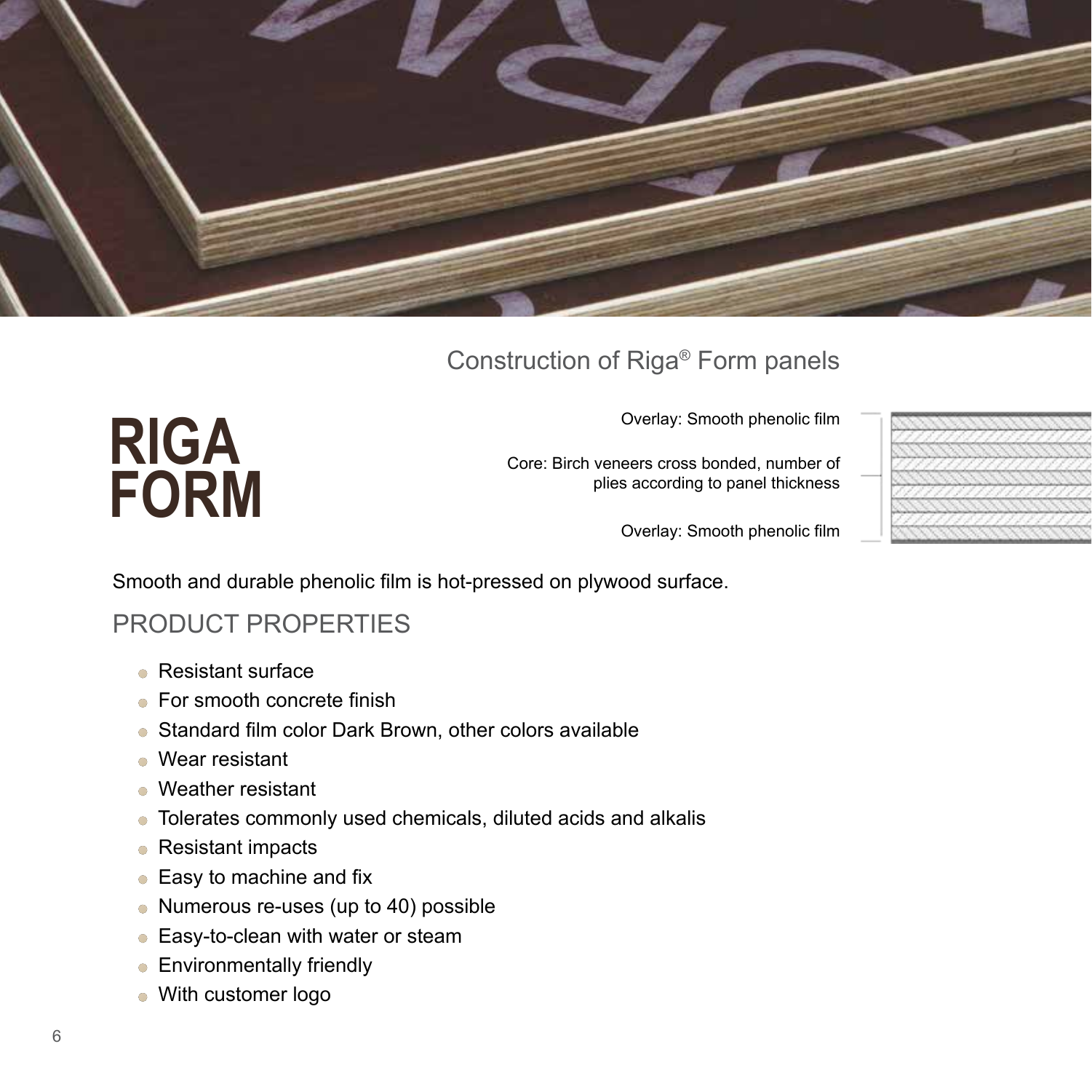# RIGA FORM

## Construction of Riga® Form panels

Overlay: Smooth phenolic film

Core: Birch veneers cross bonded, number of plies according to panel thickness

Overlay: Smooth phenolic film

Smooth and durable phenolic film is hot-pressed on plywood surface.

## PRODUCT PROPERTIES

- Resistant surface
- For smooth concrete finish
- Standard film color Dark Brown, other colors available
- Wear resistant
- Weather resistant
- Tolerates commonly used chemicals, diluted acids and alkalis
- Resistant impacts
- Easy to machine and fix
- Numerous re-uses (up to 40) possible
- Easy-to-clean with water or steam
- Environmentally friendly
- With customer logo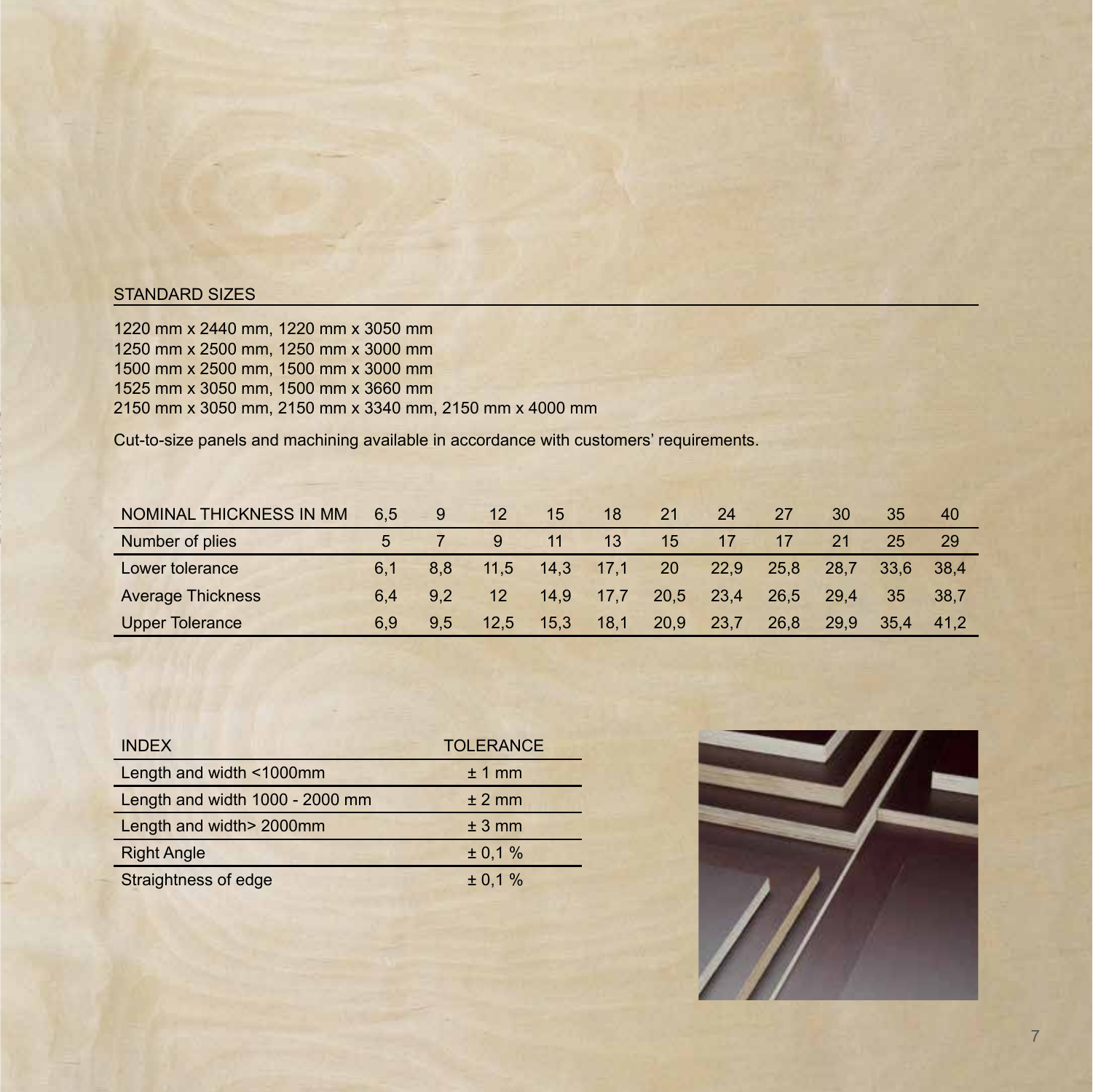## STANDARD SIZES

1220 mm x 2440 mm, 1220 mm x 3050 mm
1250 mm x 2500 mm, 1250 mm x 3000 mm
1500 mm x 2500 mm, 1500 mm x 3000 mm
1525 mm x 3050 mm, 1500 mm x 3660 mm
2150 mm x 3050 mm, 2150 mm x 3340 mm, 2150 mm x 4000 mm

Cut-to-size panels and machining available in accordance with customers' requirements.

| NOMINAL THICKNESS IN MM | 6,5 | 9 | 12 | 15 | 18 | 21 | 24 | 27 | 30 | 35 | 40 |
|---|---|---|---|---|---|---|---|---|---|---|---|
| Number of plies | 5 | 7 | 9 | 11 | 13 | 15 | 17 | 17 | 21 | 25 | 29 |
| Lower tolerance | 6,1 | 8,8 | 11,5 | 14,3 | 17,1 | 20 | 22,9 | 25,8 | 28,7 | 33,6 | 38,4 |
| Average Thickness | 6,4 | 9,2 | 12 | 14,9 | 17,7 | 20,5 | 23,4 | 26,5 | 29,4 | 35 | 38,7 |
| Upper Tolerance | 6,9 | 9,5 | 12,5 | 15,3 | 18,1 | 20,9 | 23,7 | 26,8 | 29,9 | 35,4 | 41,2 |

| INDEX | TOLERANCE |
|---|---|
| Length and width <1000mm | ± 1 mm |
| Length and width 1000 - 2000 mm | ± 2 mm |
| Length and width> 2000mm | ± 3 mm |
| Right Angle | ± 0,1 % |
| Straightness of edge | ± 0,1 % |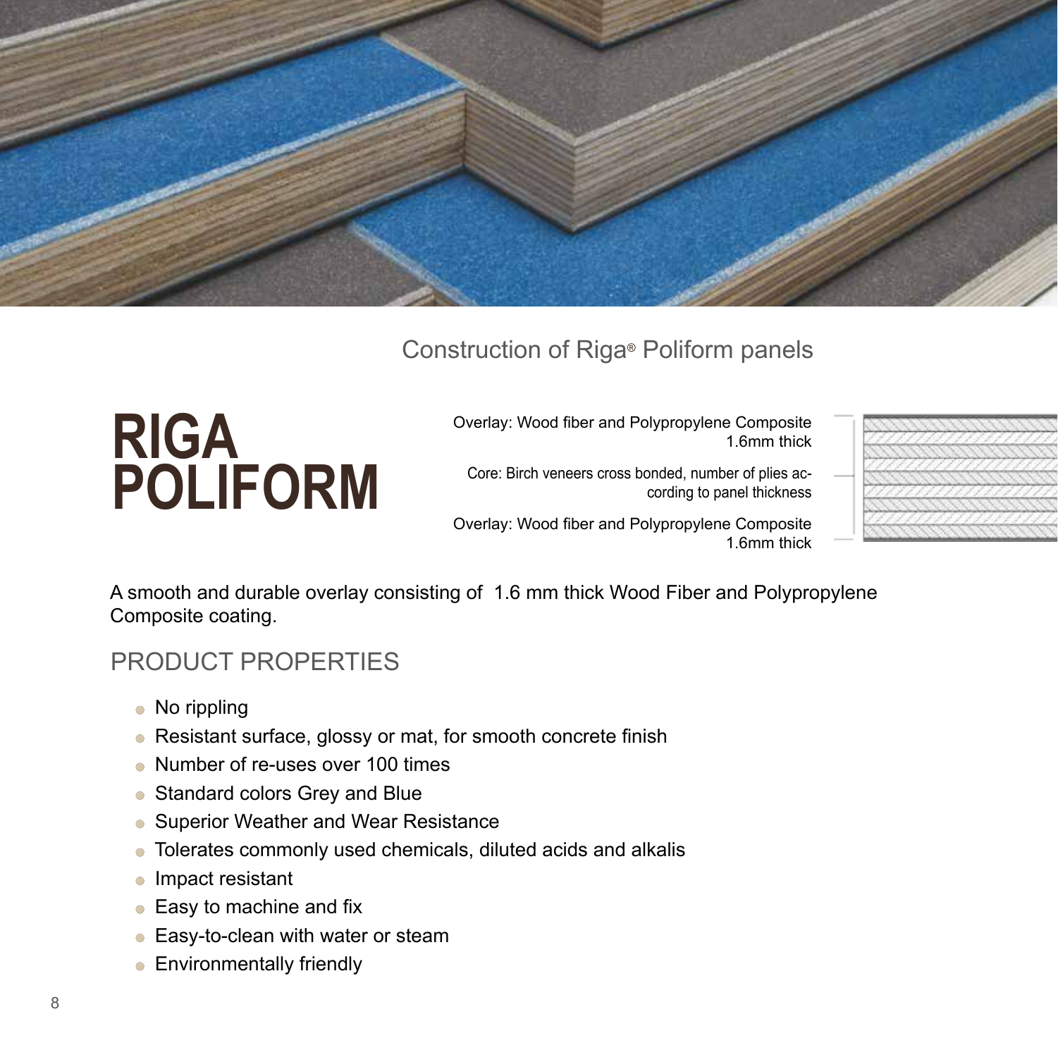# RIGA POLIFORM

## Construction of Riga® Poliform panels

Overlay: Wood fiber and Polypropylene Composite 1.6mm thick

Core: Birch veneers cross bonded, number of plies according to panel thickness

Overlay: Wood fiber and Polypropylene Composite 1.6mm thick

A smooth and durable overlay consisting of 1.6 mm thick Wood Fiber and Polypropylene Composite coating.

## PRODUCT PROPERTIES

- No rippling
- Resistant surface, glossy or mat, for smooth concrete finish
- Number of re-uses over 100 times
- Standard colors Grey and Blue
- Superior Weather and Wear Resistance
- Tolerates commonly used chemicals, diluted acids and alkalis
- Impact resistant
- Easy to machine and fix
- Easy-to-clean with water or steam
- Environmentally friendly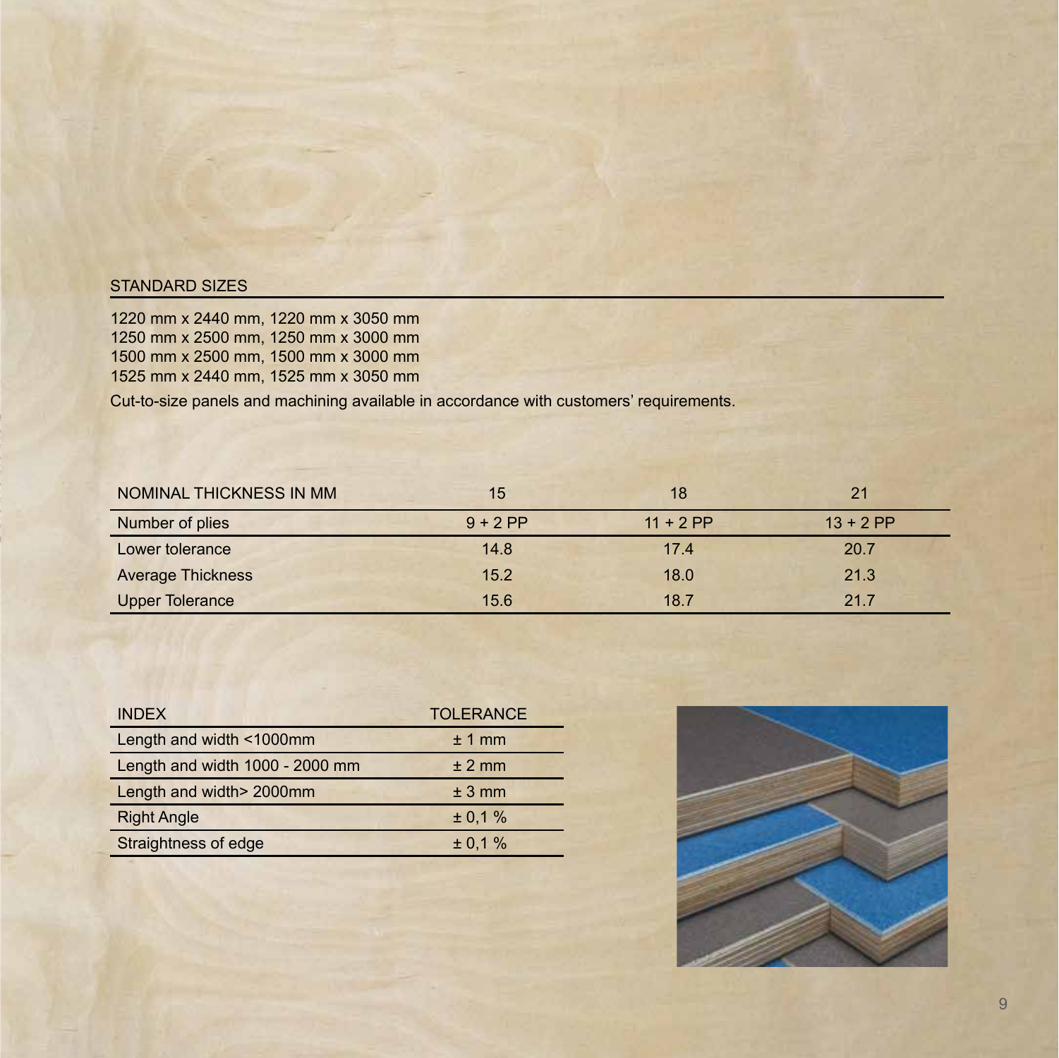## STANDARD SIZES

1220 mm x 2440 mm, 1220 mm x 3050 mm
1250 mm x 2500 mm, 1250 mm x 3000 mm
1500 mm x 2500 mm, 1500 mm x 3000 mm
1525 mm x 2440 mm, 1525 mm x 3050 mm

Cut-to-size panels and machining available in accordance with customers' requirements.

| NOMINAL THICKNESS IN MM | 15 | 18 | 21 |
|---|---|---|---|
| Number of plies | 9 + 2 PP | 11 + 2 PP | 13 + 2 PP |
| Lower tolerance | 14.8 | 17.4 | 20.7 |
| Average Thickness | 15.2 | 18.0 | 21.3 |
| Upper Tolerance | 15.6 | 18.7 | 21.7 |

| INDEX | TOLERANCE |
|---|---|
| Length and width <1000mm | ± 1 mm |
| Length and width 1000 - 2000 mm | ± 2 mm |
| Length and width> 2000mm | ± 3 mm |
| Right Angle | ± 0,1 % |
| Straightness of edge | ± 0,1 % |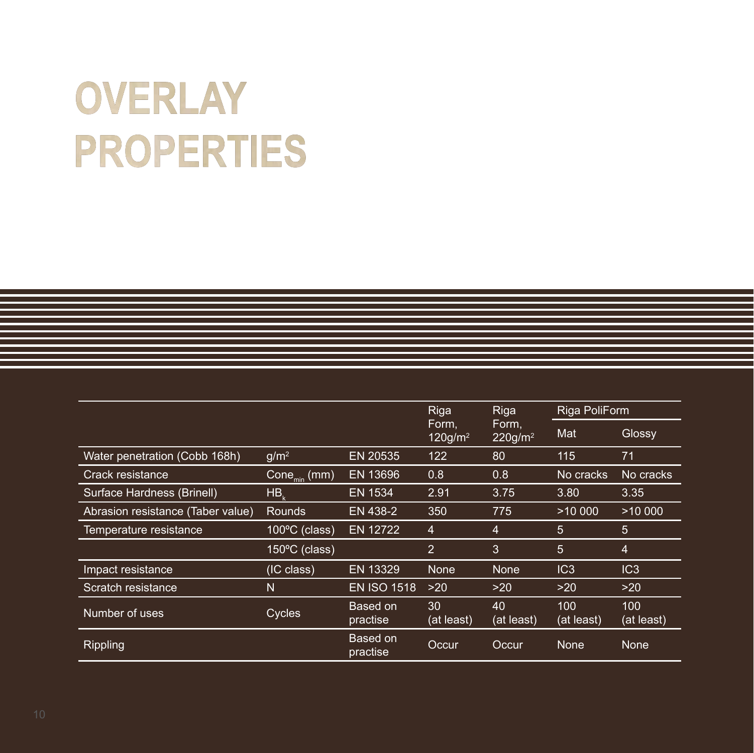# OVERLAY PROPERTIES

| | | | Riga Form, 120g/m$^2$ | Riga Form, 220g/m$^2$ | Riga PoliForm | |
|---|---|---|---|---|---|---|
| | | | | | Mat | Glossy |
| Water penetration (Cobb 168h) | g/m$^2$ | EN 20535 | 122 | 80 | 115 | 71 |
| Crack resistance | $Cone_{min}$ (mm) | EN 13696 | 0.8 | 0.8 | No cracks | No cracks |
| Surface Hardness (Brinell) | $HB_k$ | EN 1534 | 2.91 | 3.75 | 3.80 | 3.35 |
| Abrasion resistance (Taber value) | Rounds | EN 438-2 | 350 | 775 | >10 000 | >10 000 |
| Temperature resistance | 100ºC (class) | EN 12722 | 4 | 4 | 5 | 5 |
| | 150ºC (class) | | 2 | 3 | 5 | 4 |
| Impact resistance | (IC class) | EN 13329 | None | None | IC3 | IC3 |
| Scratch resistance | N | EN ISO 1518 | >20 | >20 | >20 | >20 |
| Number of uses | Cycles | Based on practise | 30 (at least) | 40 (at least) | 100 (at least) | 100 (at least) |
| Rippling | | Based on practise | Occur | Occur | None | None |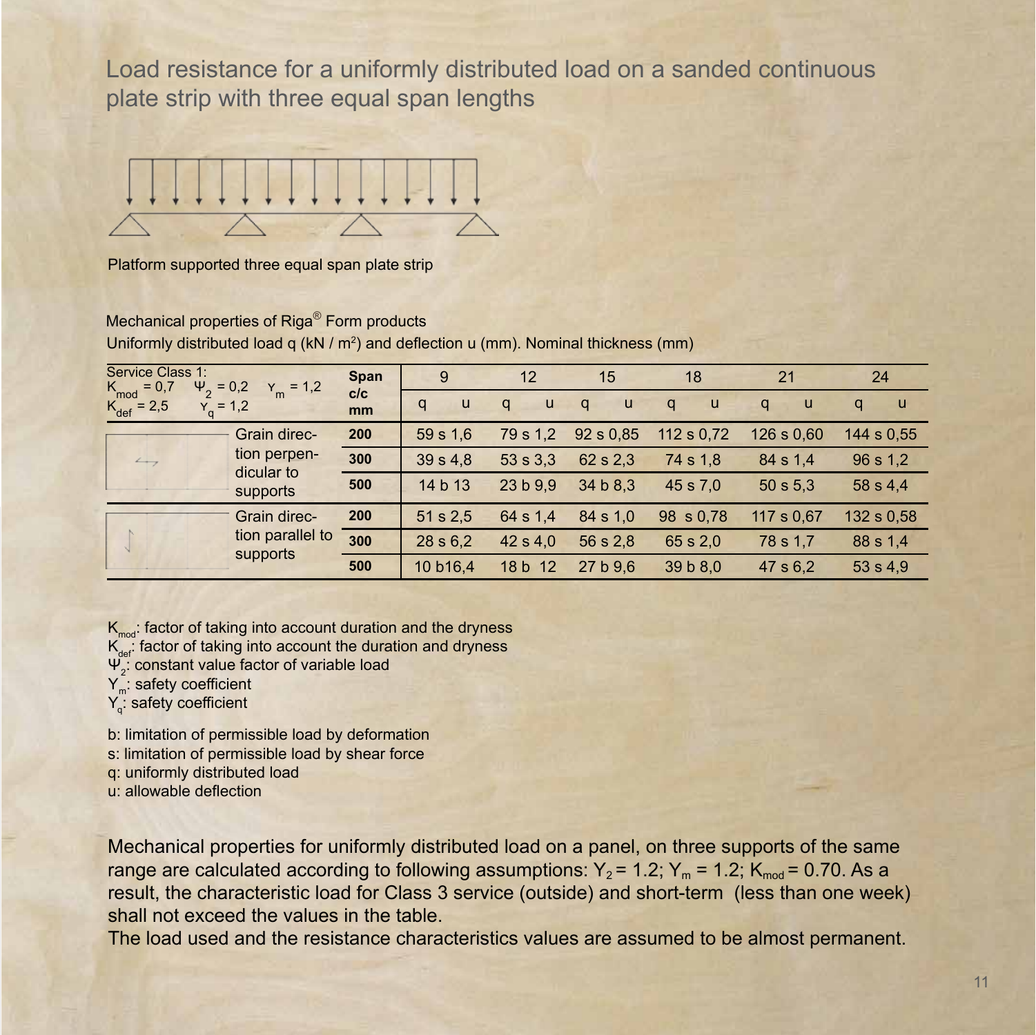# Load resistance for a uniformly distributed load on a sanded continuous plate strip with three equal span lengths

Platform supported three equal span plate strip

Mechanical properties of Riga® Form products

Uniformly distributed load q (kN / m²) and deflection u (mm). Nominal thickness (mm)

| Service Class 1: $K_{mod}$ = 0,7 $\Psi_2$ = 0,2 $\gamma_m$ = 1,2 $K_{def}$ = 2,5 $\gamma_q$ = 1,2 | Span c/c mm | 9 | | 12 | | 15 | | 18 | | 21 | | 24 | |
|---|---|---|---|---|---|---|---|---|---|---|---|---|---|
| | | q | u | q | u | q | u | q | u | q | u | q | u |
| Grain direction perpendicular to supports | 200 | 59 s | 1,6 | 79 s | 1,2 | 92 s | 0,85 | 112 s | 0,72 | 126 s | 0,60 | 144 s | 0,55 |
| | 300 | 39 s | 4,8 | 53 s | 3,3 | 62 s | 2,3 | 74 s | 1,8 | 84 s | 1,4 | 96 s | 1,2 |
| | 500 | 14 b | 13 | 23 b | 9,9 | 34 b | 8,3 | 45 s | 7,0 | 50 s | 5,3 | 58 s | 4,4 |
| Grain direction parallel to supports | 200 | 51 s | 2,5 | 64 s | 1,4 | 84 s | 1,0 | 98 s | 0,78 | 117 s | 0,67 | 132 s | 0,58 |
| | 300 | 28 s | 6,2 | 42 s | 4,0 | 56 s | 2,8 | 65 s | 2,0 | 78 s | 1,7 | 88 s | 1,4 |
| | 500 | 10 b | 16,4 | 18 b | 12 | 27 b | 9,6 | 39 b | 8,0 | 47 s | 6,2 | 53 s | 4,9 |

$K_{mod}$: factor of taking into account duration and the dryness
$K_{def}$: factor of taking into account the duration and dryness
$\Psi_2$: constant value factor of variable load
$\gamma_m$: safety coefficient
$\gamma_q$: safety coefficient

b: limitation of permissible load by deformation
s: limitation of permissible load by shear force
q: uniformly distributed load
u: allowable deflection

Mechanical properties for uniformly distributed load on a panel, on three supports of the same range are calculated according to following assumptions: $Y_2 = 1.2$; $Y_m = 1.2$; $K_{mod} = 0.70$. As a result, the characteristic load for Class 3 service (outside) and short-term (less than one week) shall not exceed the values in the table.
The load used and the resistance characteristics values are assumed to be almost permanent.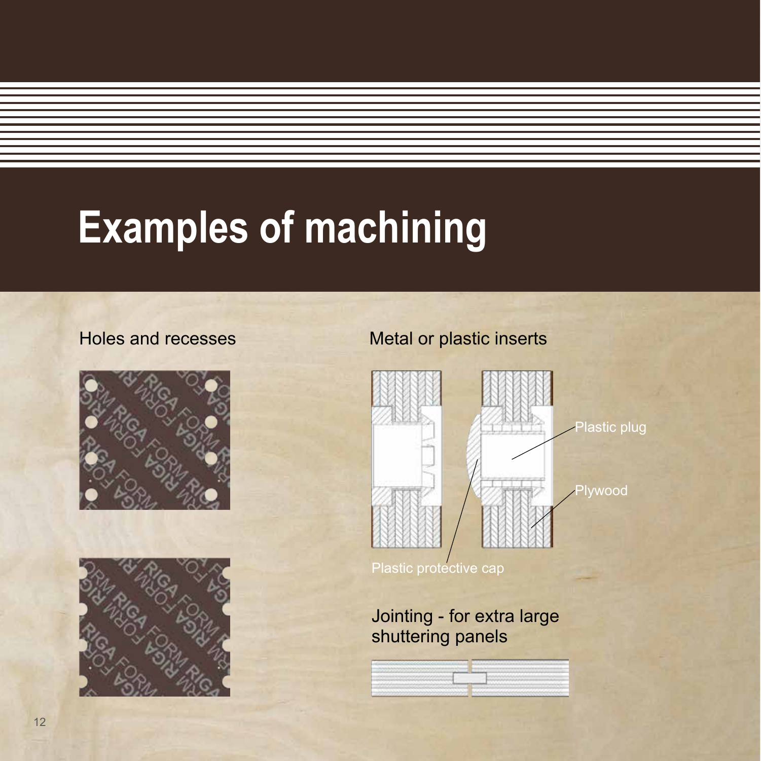# Examples of machining

## Holes and recesses

## Metal or plastic inserts

Plastic plug

Plywood

Plastic protective cap

## Jointing - for extra large shuttering panels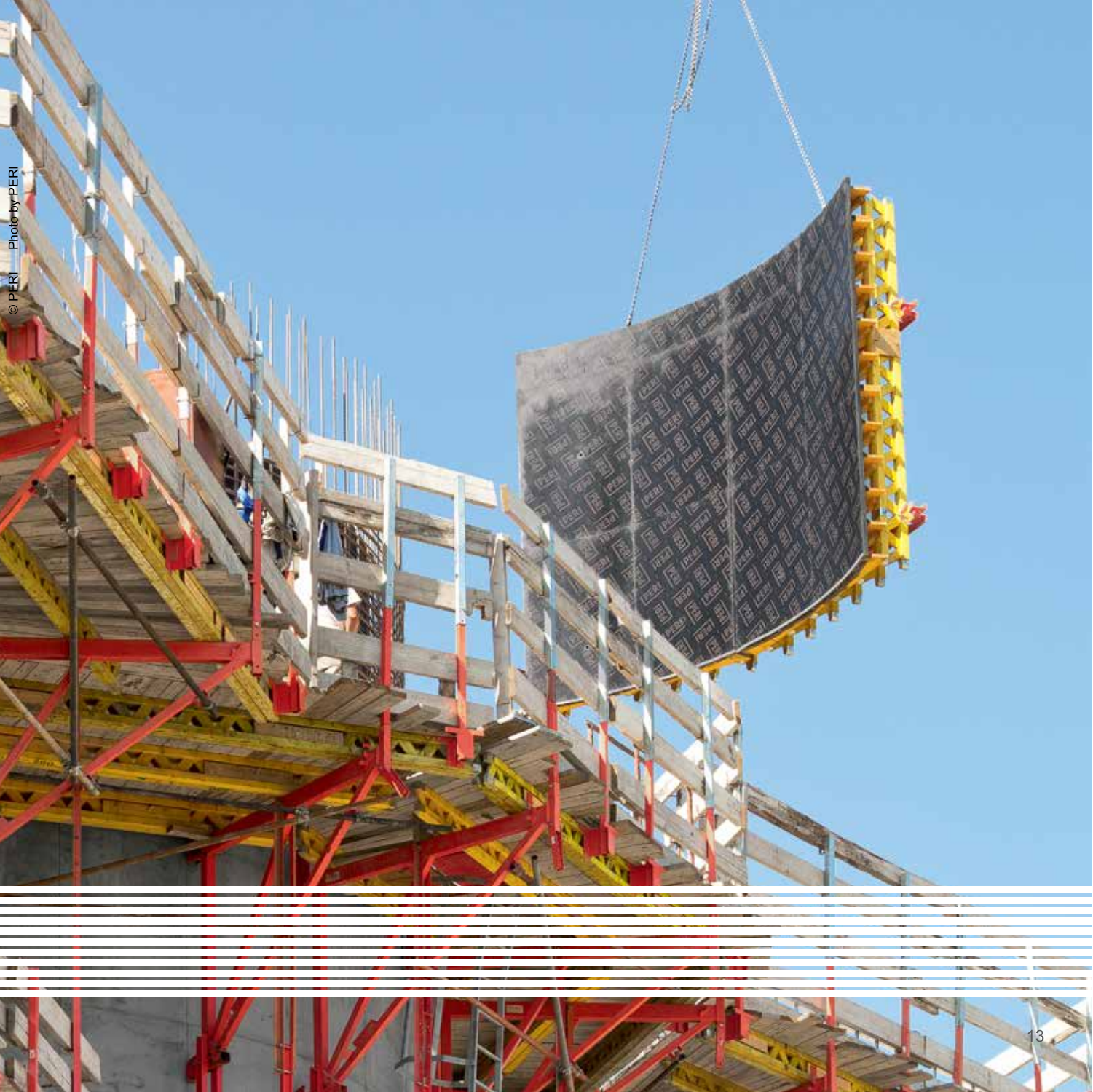© PERI Photo by PERI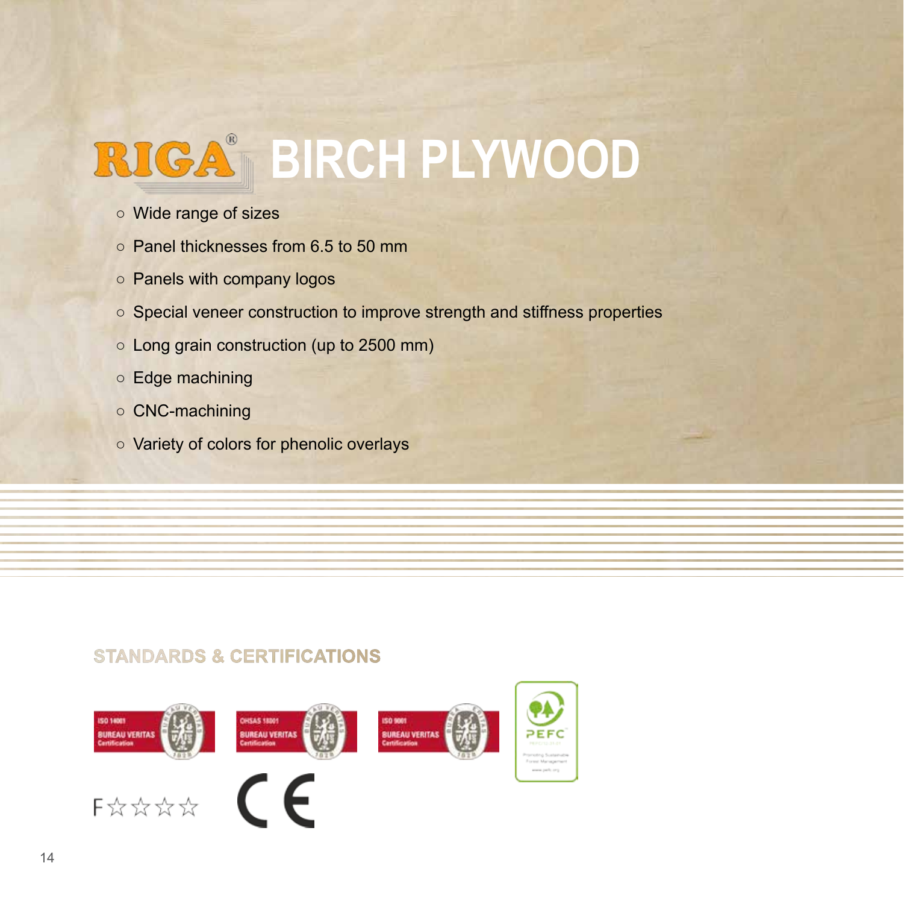# RIGA® BIRCH PLYWOOD

- Wide range of sizes
- Panel thicknesses from 6.5 to 50 mm
- Panels with company logos
- Special veneer construction to improve strength and stiffness properties
- Long grain construction (up to 2500 mm)
- Edge machining
- CNC-machining
- Variety of colors for phenolic overlays

## STANDARDS & CERTIFICATIONS

ISO 14001 BUREAU VERITAS Certification

OHSAS 18001 BUREAU VERITAS Certification

ISO 9001 BUREAU VERITAS Certification

PEFC

F☆☆☆☆

CE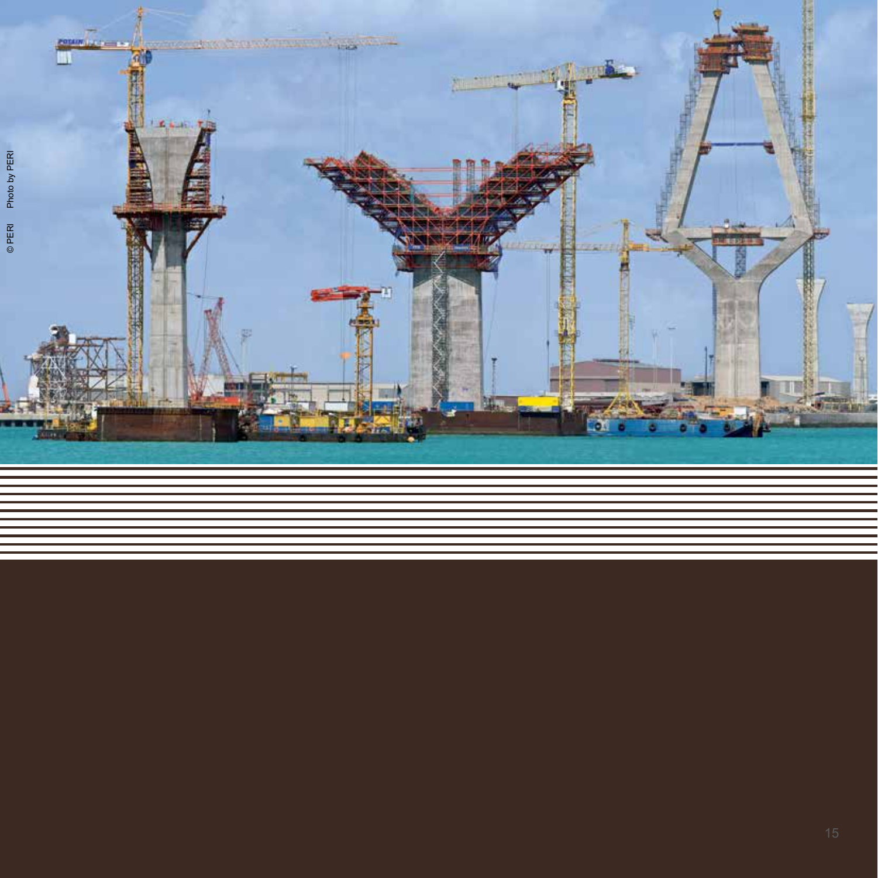© PERI Photo by PERI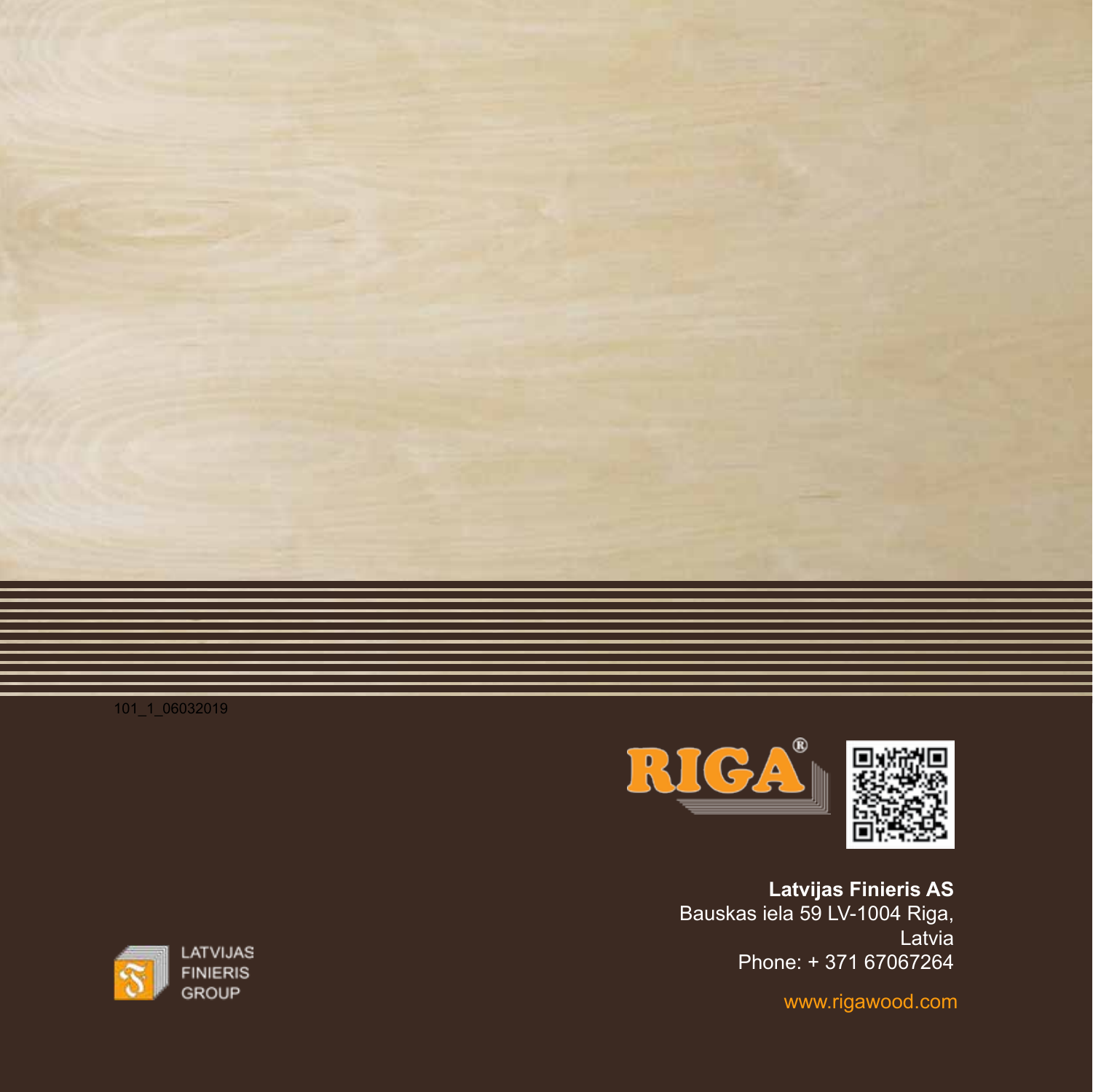101_1_06032019

RIGA®

**Latvijas Finieris AS**
Bauskas iela 59 LV-1004 Riga,
Latvia
Phone: + 371 67067264

www.rigawood.com

LATVIJAS
FINIERIS
GROUP